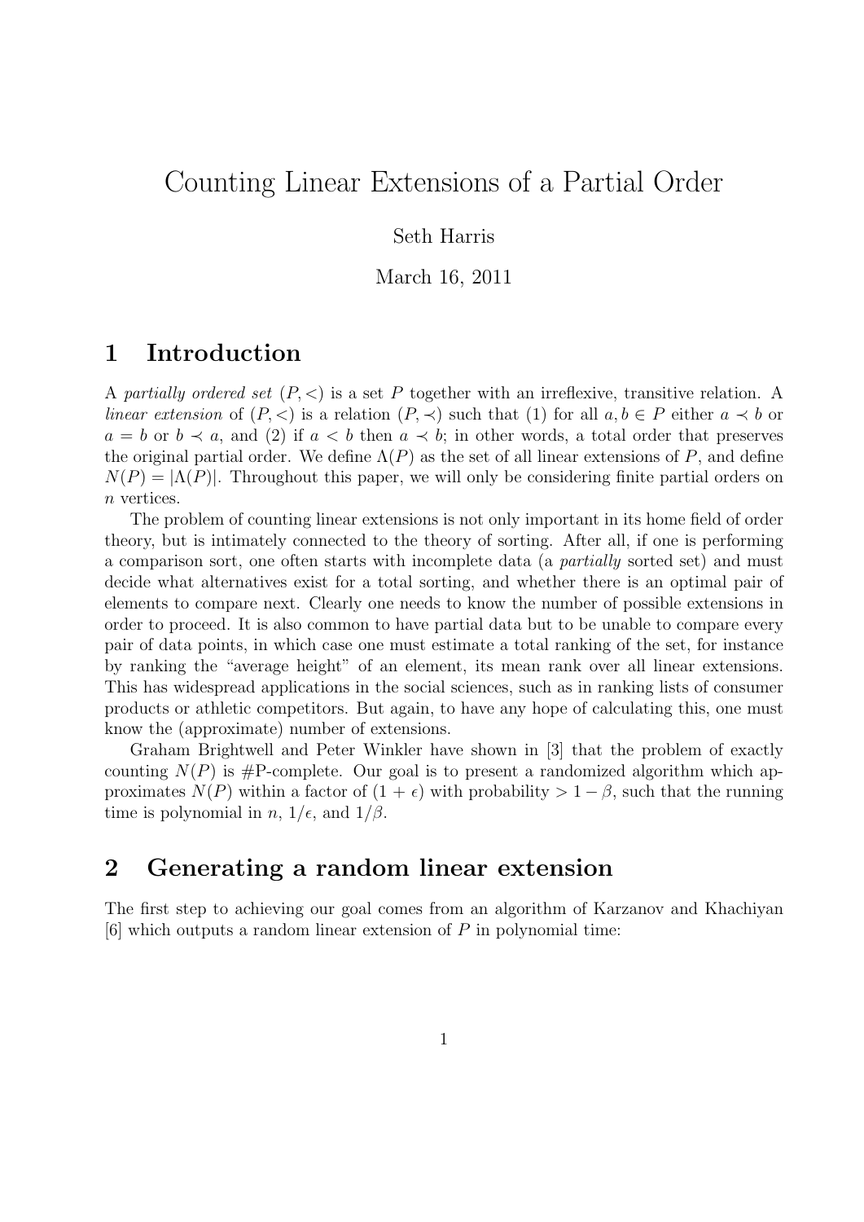# Counting Linear Extensions of a Partial Order

Seth Harris

March 16, 2011

## 1 Introduction

A *partially ordered set* $(P, <)$ is a set $P$ together with an irreflexive, transitive relation. A *linear extension* of $(P, <)$ is a relation $(P, \prec)$ such that (1) for all $a, b \in P$ either $a \prec b$ or $a = b$ or $b \prec a$, and (2) if $a < b$ then $a \prec b$; in other words, a total order that preserves the original partial order. We define $\Lambda(P)$ as the set of all linear extensions of $P$, and define $N(P) = |\Lambda(P)|$. Throughout this paper, we will only be considering finite partial orders on $n$ vertices.

The problem of counting linear extensions is not only important in its home field of order theory, but is intimately connected to the theory of sorting. After all, if one is performing a comparison sort, one often starts with incomplete data (a *partially* sorted set) and must decide what alternatives exist for a total sorting, and whether there is an optimal pair of elements to compare next. Clearly one needs to know the number of possible extensions in order to proceed. It is also common to have partial data but to be unable to compare every pair of data points, in which case one must estimate a total ranking of the set, for instance by ranking the "average height" of an element, its mean rank over all linear extensions. This has widespread applications in the social sciences, such as in ranking lists of consumer products or athletic competitors. But again, to have any hope of calculating this, one must know the (approximate) number of extensions.

Graham Brightwell and Peter Winkler have shown in [3] that the problem of exactly counting $N(P)$ is #P-complete. Our goal is to present a randomized algorithm which approximates $N(P)$ within a factor of $(1 + \epsilon)$ with probability $> 1 - \beta$, such that the running time is polynomial in $n$, $1/\epsilon$, and $1/\beta$.

## 2 Generating a random linear extension

The first step to achieving our goal comes from an algorithm of Karzanov and Khachiyan [6] which outputs a random linear extension of $P$ in polynomial time: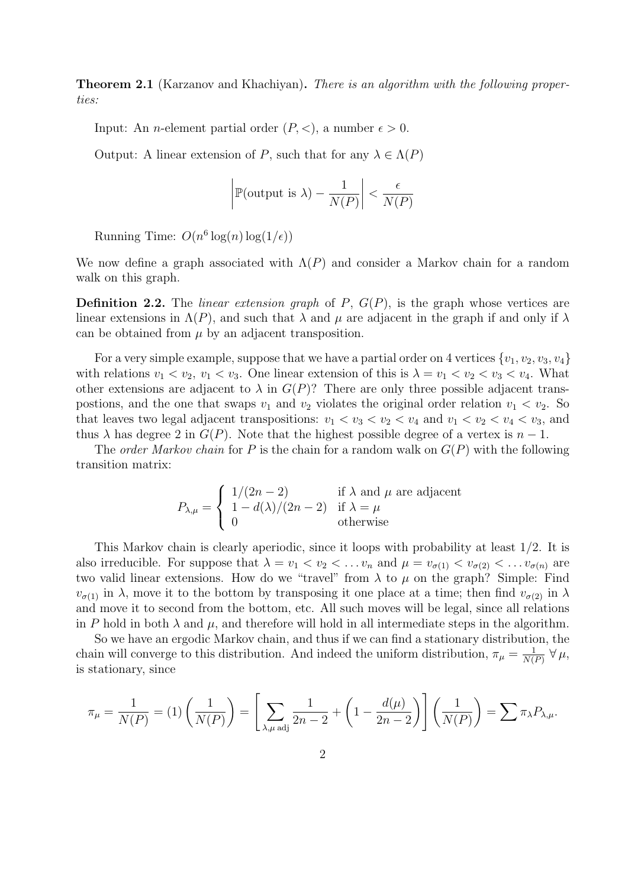**Theorem 2.1** (Karzanov and Khachiyan)**.** *There is an algorithm with the following properties:*

Input: An $n$-element partial order $(P, <)$, a number $\epsilon > 0$.

Output: A linear extension of $P$, such that for any $\lambda \in \Lambda(P)$

$$\left| \mathbb{P}(\text{output is } \lambda) - \frac{1}{N(P)} \right| < \frac{\epsilon}{N(P)}$$

Running Time: $O(n^6 \log(n) \log(1/\epsilon))$

We now define a graph associated with $\Lambda(P)$ and consider a Markov chain for a random walk on this graph.

**Definition 2.2.** The *linear extension graph* of $P$, $G(P)$, is the graph whose vertices are linear extensions in $\Lambda(P)$, and such that $\lambda$ and $\mu$ are adjacent in the graph if and only if $\lambda$ can be obtained from $\mu$ by an adjacent transposition.

For a very simple example, suppose that we have a partial order on 4 vertices $\{v_1, v_2, v_3, v_4\}$ with relations $v_1 < v_2$, $v_1 < v_3$. One linear extension of this is $\lambda = v_1 < v_2 < v_3 < v_4$. What other extensions are adjacent to $\lambda$ in $G(P)$? There are only three possible adjacent transpostions, and the one that swaps $v_1$ and $v_2$ violates the original order relation $v_1 < v_2$. So that leaves two legal adjacent transpositions: $v_1 < v_3 < v_2 < v_4$ and $v_1 < v_2 < v_4 < v_3$, and thus $\lambda$ has degree 2 in $G(P)$. Note that the highest possible degree of a vertex is $n - 1$.

The *order Markov chain* for $P$ is the chain for a random walk on $G(P)$ with the following transition matrix:

$$P_{\lambda,\mu} = \begin{cases} 1/(2n-2) & \text{if } \lambda \text{ and } \mu \text{ are adjacent} \\ 1 - d(\lambda)/(2n-2) & \text{if } \lambda = \mu \\ 0 & \text{otherwise} \end{cases}$$

This Markov chain is clearly aperiodic, since it loops with probability at least 1/2. It is also irreducible. For suppose that $\lambda = v_1 < v_2 < \ldots v_n$ and $\mu = v_{\sigma(1)} < v_{\sigma(2)} < \ldots v_{\sigma(n)}$ are two valid linear extensions. How do we "travel" from $\lambda$ to $\mu$ on the graph? Simple: Find $v_{\sigma(1)}$ in $\lambda$, move it to the bottom by transposing it one place at a time; then find $v_{\sigma(2)}$ in $\lambda$ and move it to second from the bottom, etc. All such moves will be legal, since all relations in $P$ hold in both $\lambda$ and $\mu$, and therefore will hold in all intermediate steps in the algorithm.

So we have an ergodic Markov chain, and thus if we can find a stationary distribution, the chain will converge to this distribution. And indeed the uniform distribution, $\pi_\mu = \frac{1}{N(P)}\ \forall\, \mu$, is stationary, since

$$\pi_\mu = \frac{1}{N(P)} = (1)\left(\frac{1}{N(P)}\right) = \left[\sum_{\lambda,\mu \text{ adj}} \frac{1}{2n-2} + \left(1 - \frac{d(\mu)}{2n-2}\right)\right]\left(\frac{1}{N(P)}\right) = \sum \pi_\lambda P_{\lambda,\mu}.$$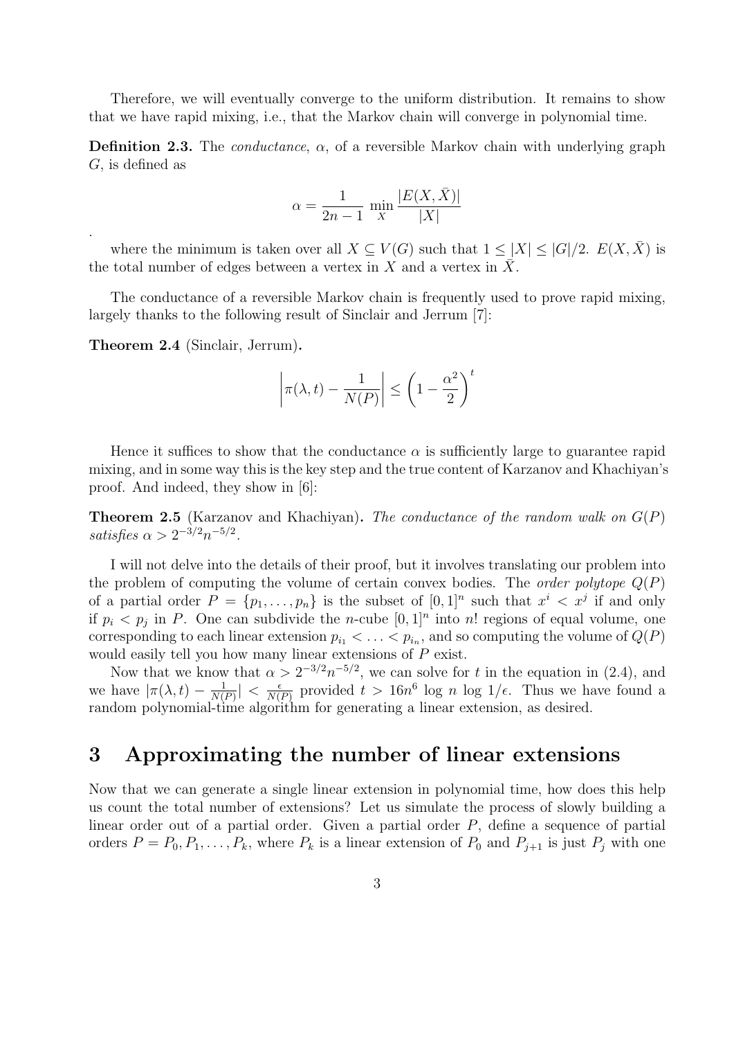Therefore, we will eventually converge to the uniform distribution. It remains to show that we have rapid mixing, i.e., that the Markov chain will converge in polynomial time.

**Definition 2.3.** The *conductance*, $\alpha$, of a reversible Markov chain with underlying graph $G$, is defined as

$$\alpha = \frac{1}{2n-1} \min_X \frac{|E(X, \bar{X})|}{|X|}$$

.

where the minimum is taken over all $X \subseteq V(G)$ such that $1 \leq |X| \leq |G|/2$. $E(X, \bar{X})$ is the total number of edges between a vertex in $X$ and a vertex in $\bar{X}$.

The conductance of a reversible Markov chain is frequently used to prove rapid mixing, largely thanks to the following result of Sinclair and Jerrum [7]:

**Theorem 2.4** (Sinclair, Jerrum)**.**

$$\left| \pi(\lambda, t) - \frac{1}{N(P)} \right| \leq \left(1 - \frac{\alpha^2}{2}\right)^t$$

Hence it suffices to show that the conductance $\alpha$ is sufficiently large to guarantee rapid mixing, and in some way this is the key step and the true content of Karzanov and Khachiyan's proof. And indeed, they show in [6]:

**Theorem 2.5** (Karzanov and Khachiyan)**.** *The conductance of the random walk on $G(P)$ satisfies $\alpha > 2^{-3/2}n^{-5/2}$.*

I will not delve into the details of their proof, but it involves translating our problem into the problem of computing the volume of certain convex bodies. The *order polytope* $Q(P)$ of a partial order $P = \{p_1, \ldots, p_n\}$ is the subset of $[0,1]^n$ such that $x^i < x^j$ if and only if $p_i < p_j$ in $P$. One can subdivide the $n$-cube $[0,1]^n$ into $n!$ regions of equal volume, one corresponding to each linear extension $p_{i_1} < \ldots < p_{i_n}$, and so computing the volume of $Q(P)$ would easily tell you how many linear extensions of $P$ exist.

Now that we know that $\alpha > 2^{-3/2}n^{-5/2}$, we can solve for $t$ in the equation in (2.4), and we have $|\pi(\lambda, t) - \frac{1}{N(P)}| < \frac{\epsilon}{N(P)}$ provided $t > 16n^6 \log n \log 1/\epsilon$. Thus we have found a random polynomial-time algorithm for generating a linear extension, as desired.

# 3 Approximating the number of linear extensions

Now that we can generate a single linear extension in polynomial time, how does this help us count the total number of extensions? Let us simulate the process of slowly building a linear order out of a partial order. Given a partial order $P$, define a sequence of partial orders $P = P_0, P_1, \ldots, P_k$, where $P_k$ is a linear extension of $P_0$ and $P_{j+1}$ is just $P_j$ with one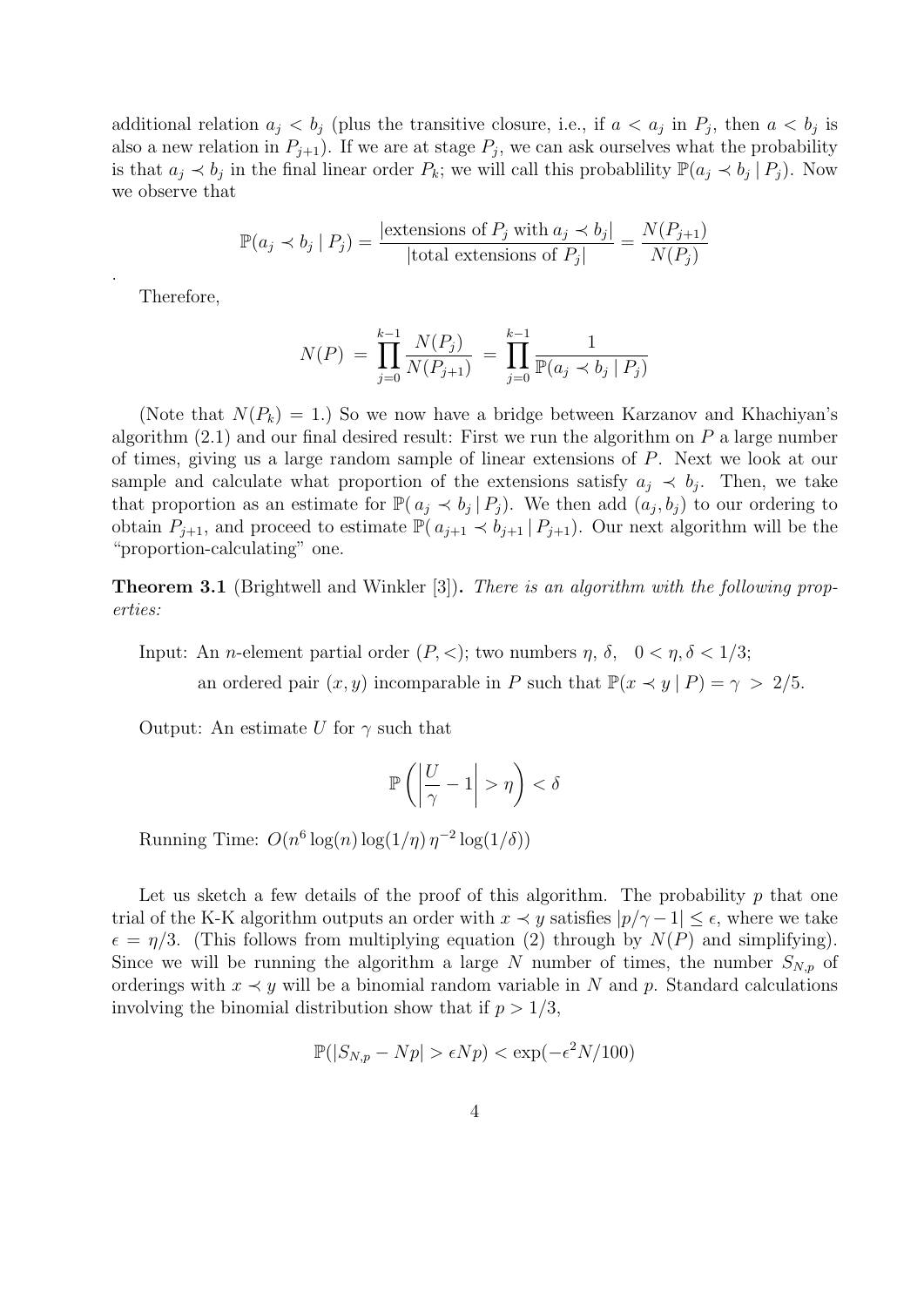additional relation $a_j < b_j$ (plus the transitive closure, i.e., if $a < a_j$ in $P_j$, then $a < b_j$ is also a new relation in $P_{j+1}$). If we are at stage $P_j$, we can ask ourselves what the probability is that $a_j \prec b_j$ in the final linear order $P_k$; we will call this probablility $\mathbb{P}(a_j \prec b_j \mid P_j)$. Now we observe that

$$\mathbb{P}(a_j \prec b_j \mid P_j) = \frac{|\text{extensions of } P_j \text{ with } a_j \prec b_j|}{|\text{total extensions of } P_j|} = \frac{N(P_{j+1})}{N(P_j)}$$

.

Therefore,

$$N(P) \;=\; \prod_{j=0}^{k-1} \frac{N(P_j)}{N(P_{j+1})} \;=\; \prod_{j=0}^{k-1} \frac{1}{\mathbb{P}(a_j \prec b_j \mid P_j)}$$

(Note that $N(P_k) = 1$.) So we now have a bridge between Karzanov and Khachiyan's algorithm (2.1) and our final desired result: First we run the algorithm on $P$ a large number of times, giving us a large random sample of linear extensions of $P$. Next we look at our sample and calculate what proportion of the extensions satisfy $a_j \prec b_j$. Then, we take that proportion as an estimate for $\mathbb{P}(\, a_j \prec b_j \,|\, P_j)$. We then add $(a_j, b_j)$ to our ordering to obtain $P_{j+1}$, and proceed to estimate $\mathbb{P}(\, a_{j+1} \prec b_{j+1} \,|\, P_{j+1})$. Our next algorithm will be the "proportion-calculating" one.

**Theorem 3.1** (Brightwell and Winkler [3])**.** *There is an algorithm with the following properties:*

Input: An $n$-element partial order $(P, <)$; two numbers $\eta$, $\delta$, $\quad 0 < \eta, \delta < 1/3$;

an ordered pair $(x, y)$ incomparable in $P$ such that $\mathbb{P}(x \prec y \mid P) = \gamma \;>\; 2/5$.

Output: An estimate $U$ for $\gamma$ such that

$$\mathbb{P}\left(\left|\frac{U}{\gamma} - 1\right| > \eta\right) < \delta$$

Running Time: $O(n^6 \log(n) \log(1/\eta)\, \eta^{-2} \log(1/\delta))$

Let us sketch a few details of the proof of this algorithm. The probability $p$ that one trial of the K-K algorithm outputs an order with $x \prec y$ satisfies $|p/\gamma - 1| \leq \epsilon$, where we take $\epsilon = \eta/3$. (This follows from multiplying equation (2) through by $N(P)$ and simplifying). Since we will be running the algorithm a large $N$ number of times, the number $S_{N,p}$ of orderings with $x \prec y$ will be a binomial random variable in $N$ and $p$. Standard calculations involving the binomial distribution show that if $p > 1/3$,

$$\mathbb{P}(|S_{N,p} - Np| > \epsilon Np) < \exp(-\epsilon^2 N/100)$$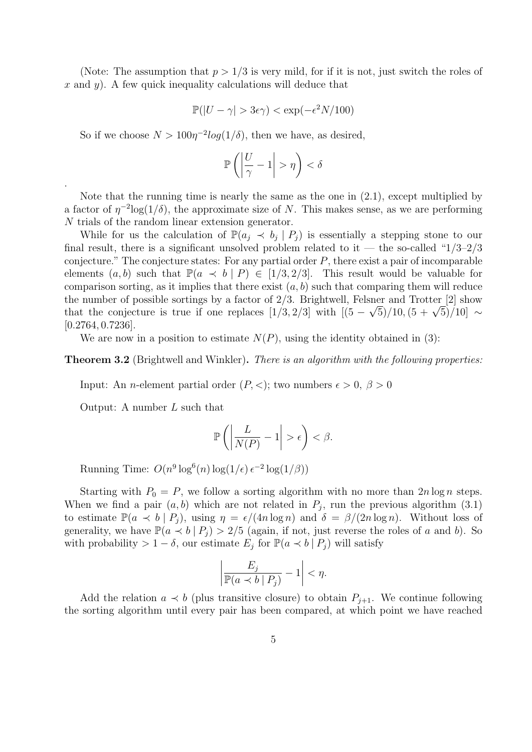(Note: The assumption that $p > 1/3$ is very mild, for if it is not, just switch the roles of $x$ and $y$). A few quick inequality calculations will deduce that

$$\mathbb{P}(|U - \gamma| > 3\epsilon\gamma) < \exp(-\epsilon^2 N/100)$$

So if we choose $N > 100\eta^{-2} log(1/\delta)$, then we have, as desired,

$$\mathbb{P}\left(\left|\frac{U}{\gamma} - 1\right| > \eta\right) < \delta$$

.

Note that the running time is nearly the same as the one in (2.1), except multiplied by a factor of $\eta^{-2}\log(1/\delta)$, the approximate size of $N$. This makes sense, as we are performing $N$ trials of the random linear extension generator.

While for us the calculation of $\mathbb{P}(a_j \prec b_j \mid P_j)$ is essentially a stepping stone to our final result, there is a significant unsolved problem related to it — the so-called "1/3–2/3 conjecture." The conjecture states: For any partial order $P$, there exist a pair of incomparable elements $(a, b)$ such that $\mathbb{P}(a \prec b \mid P) \in [1/3, 2/3]$. This result would be valuable for comparison sorting, as it implies that there exist $(a, b)$ such that comparing them will reduce the number of possible sortings by a factor of 2/3. Brightwell, Felsner and Trotter [2] show that the conjecture is true if one replaces $[1/3, 2/3]$ with $[(5 - \sqrt{5})/10, (5 + \sqrt{5})/10] \sim [0.2764, 0.7236]$.

We are now in a position to estimate $N(P)$, using the identity obtained in (3):

**Theorem 3.2** (Brightwell and Winkler). *There is an algorithm with the following properties:*

Input: An $n$-element partial order $(P, <)$; two numbers $\epsilon > 0,\ \beta > 0$

Output: A number $L$ such that

$$\mathbb{P}\left(\left|\frac{L}{N(P)} - 1\right| > \epsilon\right) < \beta.$$

Running Time: $O(n^9 \log^6(n) \log(1/\epsilon)\, \epsilon^{-2} \log(1/\beta))$

Starting with $P_0 = P$, we follow a sorting algorithm with no more than $2n \log n$ steps. When we find a pair $(a, b)$ which are not related in $P_j$, run the previous algorithm (3.1) to estimate $\mathbb{P}(a \prec b \mid P_j)$, using $\eta = \epsilon/(4n \log n)$ and $\delta = \beta/(2n \log n)$. Without loss of generality, we have $\mathbb{P}(a \prec b \mid P_j) > 2/5$ (again, if not, just reverse the roles of $a$ and $b$). So with probability $> 1 - \delta$, our estimate $E_j$ for $\mathbb{P}(a \prec b \mid P_j)$ will satisfy

$$\left|\frac{E_j}{\mathbb{P}(a \prec b \mid P_j)} - 1\right| < \eta.$$

Add the relation $a \prec b$ (plus transitive closure) to obtain $P_{j+1}$. We continue following the sorting algorithm until every pair has been compared, at which point we have reached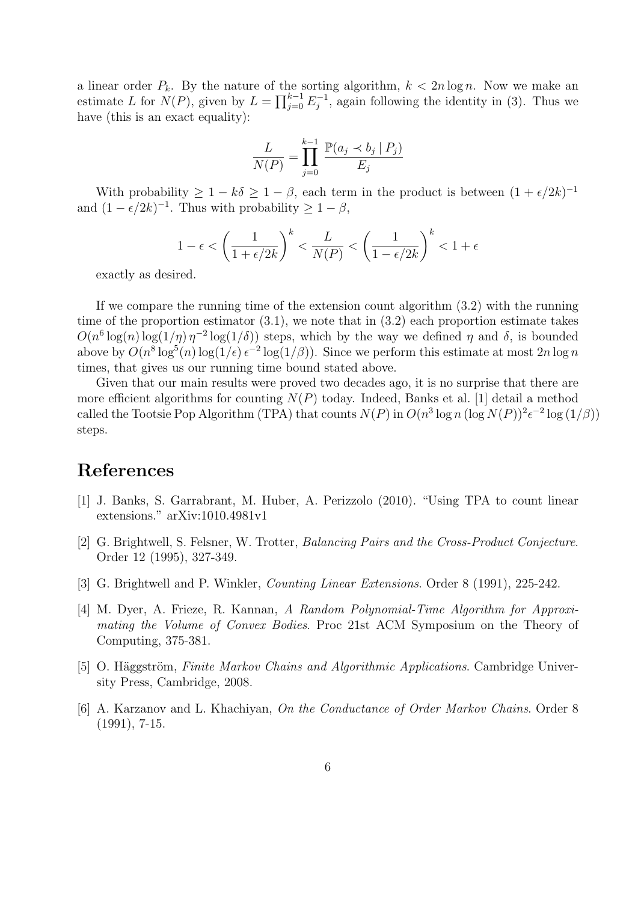a linear order $P_k$. By the nature of the sorting algorithm, $k < 2n \log n$. Now we make an estimate $L$ for $N(P)$, given by $L = \prod_{j=0}^{k-1} E_j^{-1}$, again following the identity in (3). Thus we have (this is an exact equality):

$$\frac{L}{N(P)} = \prod_{j=0}^{k-1} \frac{\mathbb{P}(a_j \prec b_j \mid P_j)}{E_j}$$

With probability $\geq 1 - k\delta \geq 1 - \beta$, each term in the product is between $(1 + \epsilon/2k)^{-1}$ and $(1 - \epsilon/2k)^{-1}$. Thus with probability $\geq 1 - \beta$,

$$1 - \epsilon < \left(\frac{1}{1 + \epsilon/2k}\right)^k < \frac{L}{N(P)} < \left(\frac{1}{1 - \epsilon/2k}\right)^k < 1 + \epsilon$$

exactly as desired.

If we compare the running time of the extension count algorithm (3.2) with the running time of the proportion estimator (3.1), we note that in (3.2) each proportion estimate takes $O(n^6 \log(n) \log(1/\eta)\, \eta^{-2} \log(1/\delta))$ steps, which by the way we defined $\eta$ and $\delta$, is bounded above by $O(n^8 \log^5(n) \log(1/\epsilon)\, \epsilon^{-2} \log(1/\beta))$. Since we perform this estimate at most $2n \log n$ times, that gives us our running time bound stated above.

Given that our main results were proved two decades ago, it is no surprise that there are more efficient algorithms for counting $N(P)$ today. Indeed, Banks et al. [1] detail a method called the Tootsie Pop Algorithm (TPA) that counts $N(P)$ in $O(n^3 \log n\, (\log N(P))^2 \epsilon^{-2} \log(1/\beta))$ steps.

## References

[1] J. Banks, S. Garrabrant, M. Huber, A. Perizzolo (2010). "Using TPA to count linear extensions." arXiv:1010.4981v1

[2] G. Brightwell, S. Felsner, W. Trotter, *Balancing Pairs and the Cross-Product Conjecture*. Order 12 (1995), 327-349.

[3] G. Brightwell and P. Winkler, *Counting Linear Extensions*. Order 8 (1991), 225-242.

[4] M. Dyer, A. Frieze, R. Kannan, *A Random Polynomial-Time Algorithm for Approximating the Volume of Convex Bodies*. Proc 21st ACM Symposium on the Theory of Computing, 375-381.

[5] O. Häggström, *Finite Markov Chains and Algorithmic Applications*. Cambridge University Press, Cambridge, 2008.

[6] A. Karzanov and L. Khachiyan, *On the Conductance of Order Markov Chains*. Order 8 (1991), 7-15.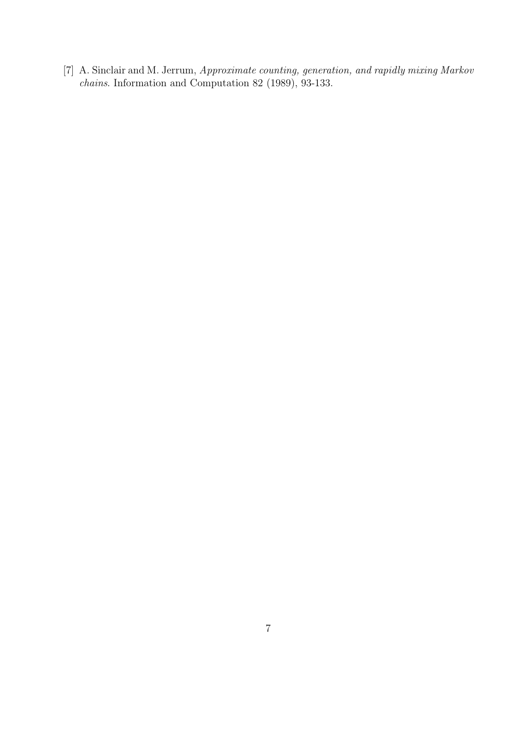[7] A. Sinclair and M. Jerrum, *Approximate counting, generation, and rapidly mixing Markov chains*. Information and Computation 82 (1989), 93-133.